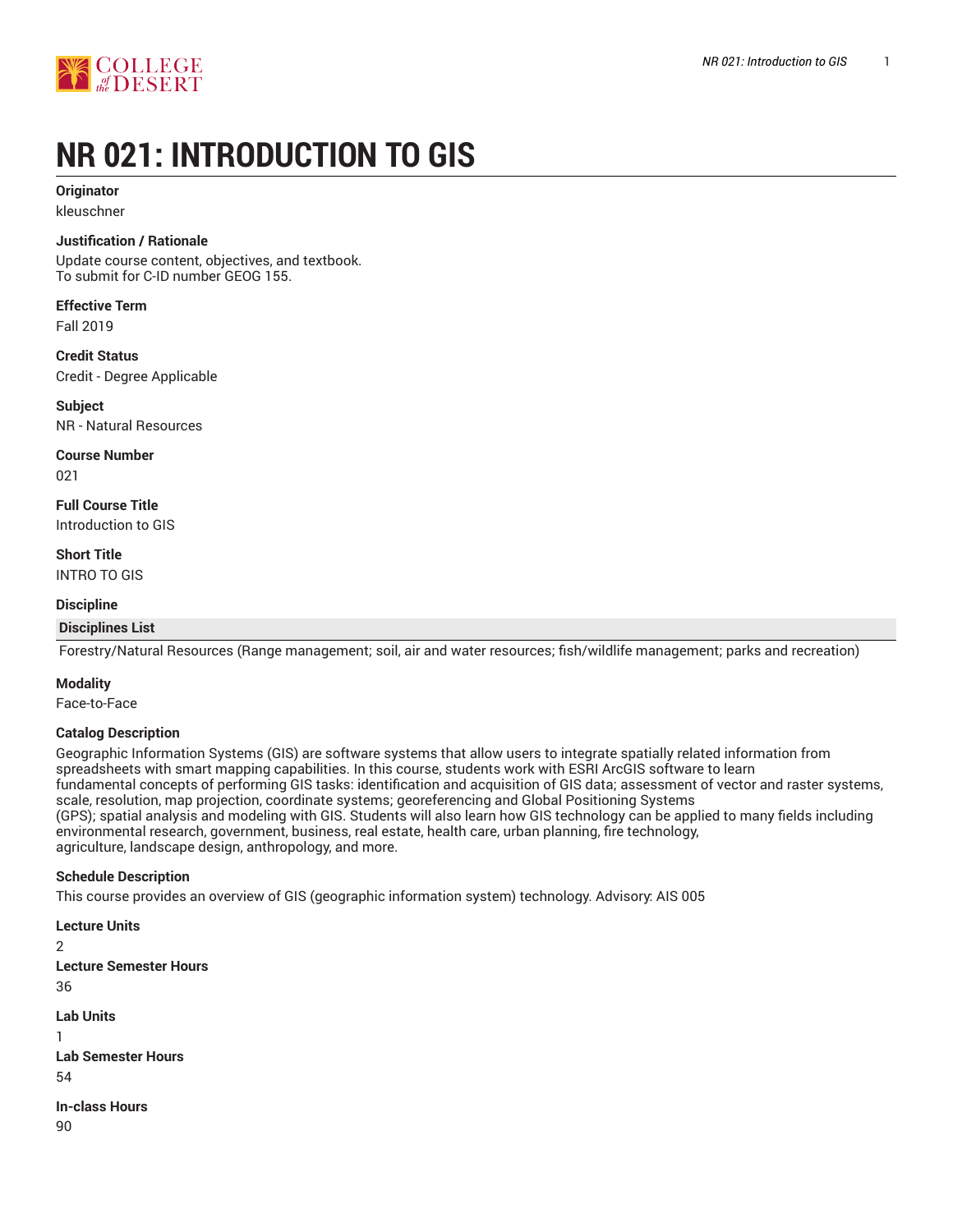# NR 021: INTRODUCTION TO GIS

**Originator**

kleuschner

**Justification / Rationale**

Update course content, objectives, and textbook.
To submit for C-ID number GEOG 155.

**Effective Term**

Fall 2019

**Credit Status**

Credit - Degree Applicable

**Subject**

NR - Natural Resources

**Course Number**

021

**Full Course Title**

Introduction to GIS

**Short Title**

INTRO TO GIS

**Discipline**

| Disciplines List |
| --- |
| Forestry/Natural Resources (Range management; soil, air and water resources; fish/wildlife management; parks and recreation) |

**Modality**

Face-to-Face

**Catalog Description**

Geographic Information Systems (GIS) are software systems that allow users to integrate spatially related information from spreadsheets with smart mapping capabilities. In this course, students work with ESRI ArcGIS software to learn fundamental concepts of performing GIS tasks: identification and acquisition of GIS data; assessment of vector and raster systems, scale, resolution, map projection, coordinate systems; georeferencing and Global Positioning Systems (GPS); spatial analysis and modeling with GIS. Students will also learn how GIS technology can be applied to many fields including environmental research, government, business, real estate, health care, urban planning, fire technology, agriculture, landscape design, anthropology, and more.

**Schedule Description**

This course provides an overview of GIS (geographic information system) technology. Advisory: AIS 005

**Lecture Units**

2

**Lecture Semester Hours**

36

**Lab Units**

1

**Lab Semester Hours**

54

**In-class Hours**

90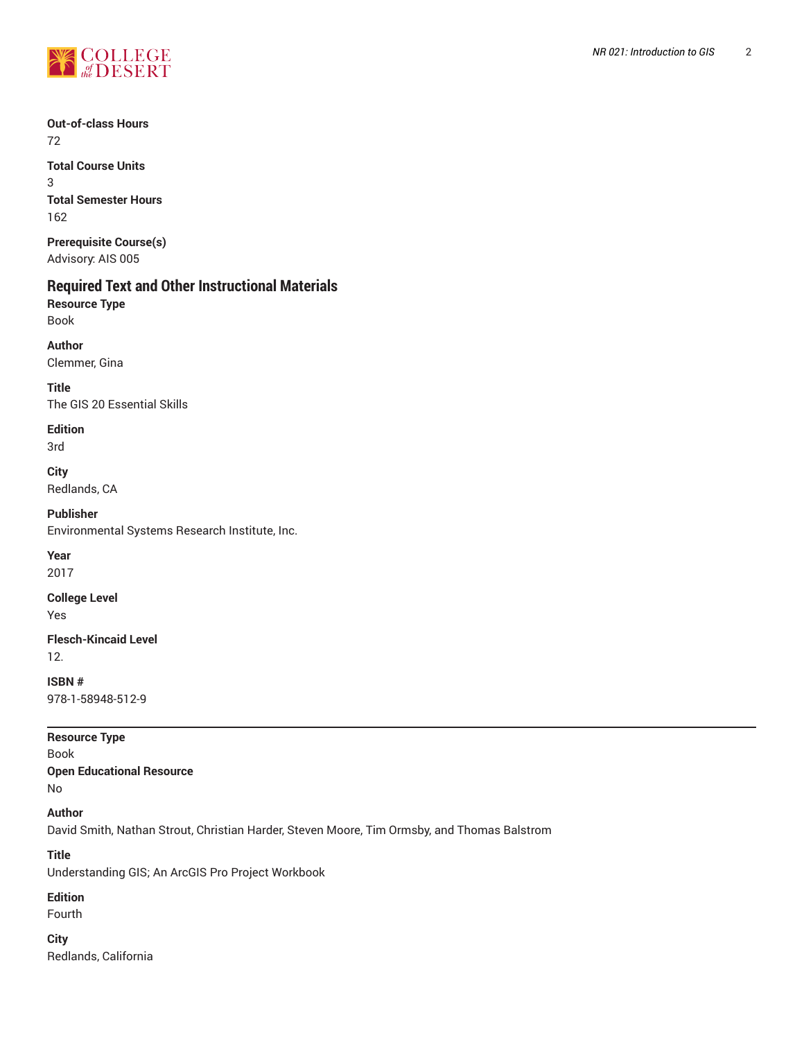**Out-of-class Hours**
72

**Total Course Units**
3

**Total Semester Hours**
162

**Prerequisite Course(s)**
Advisory: AIS 005

## Required Text and Other Instructional Materials

**Resource Type**
Book

**Author**
Clemmer, Gina

**Title**
The GIS 20 Essential Skills

**Edition**
3rd

**City**
Redlands, CA

**Publisher**
Environmental Systems Research Institute, Inc.

**Year**
2017

**College Level**
Yes

**Flesch-Kincaid Level**
12.

**ISBN #**
978-1-58948-512-9

---

**Resource Type**
Book

**Open Educational Resource**
No

**Author**
David Smith, Nathan Strout, Christian Harder, Steven Moore, Tim Ormsby, and Thomas Balstrom

**Title**
Understanding GIS; An ArcGIS Pro Project Workbook

**Edition**
Fourth

**City**
Redlands, California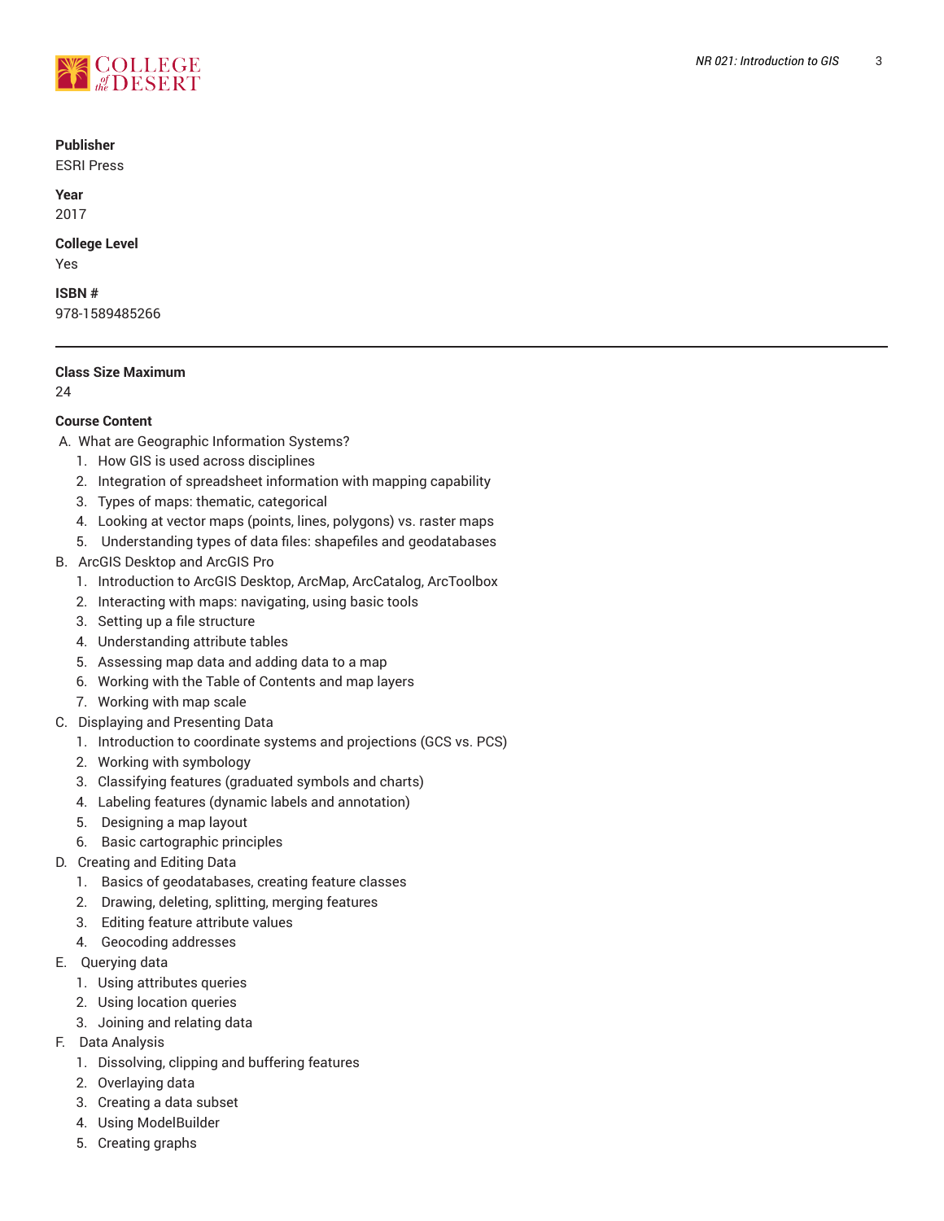**Publisher**
ESRI Press

**Year**
2017

**College Level**
Yes

**ISBN #**
978-1589485266

---

**Class Size Maximum**
24

**Course Content**

A. What are Geographic Information Systems?
   1. How GIS is used across disciplines
   2. Integration of spreadsheet information with mapping capability
   3. Types of maps: thematic, categorical
   4. Looking at vector maps (points, lines, polygons) vs. raster maps
   5. Understanding types of data files: shapefiles and geodatabases
B. ArcGIS Desktop and ArcGIS Pro
   1. Introduction to ArcGIS Desktop, ArcMap, ArcCatalog, ArcToolbox
   2. Interacting with maps: navigating, using basic tools
   3. Setting up a file structure
   4. Understanding attribute tables
   5. Assessing map data and adding data to a map
   6. Working with the Table of Contents and map layers
   7. Working with map scale
C. Displaying and Presenting Data
   1. Introduction to coordinate systems and projections (GCS vs. PCS)
   2. Working with symbology
   3. Classifying features (graduated symbols and charts)
   4. Labeling features (dynamic labels and annotation)
   5. Designing a map layout
   6. Basic cartographic principles
D. Creating and Editing Data
   1. Basics of geodatabases, creating feature classes
   2. Drawing, deleting, splitting, merging features
   3. Editing feature attribute values
   4. Geocoding addresses
E. Querying data
   1. Using attributes queries
   2. Using location queries
   3. Joining and relating data
F. Data Analysis
   1. Dissolving, clipping and buffering features
   2. Overlaying data
   3. Creating a data subset
   4. Using ModelBuilder
   5. Creating graphs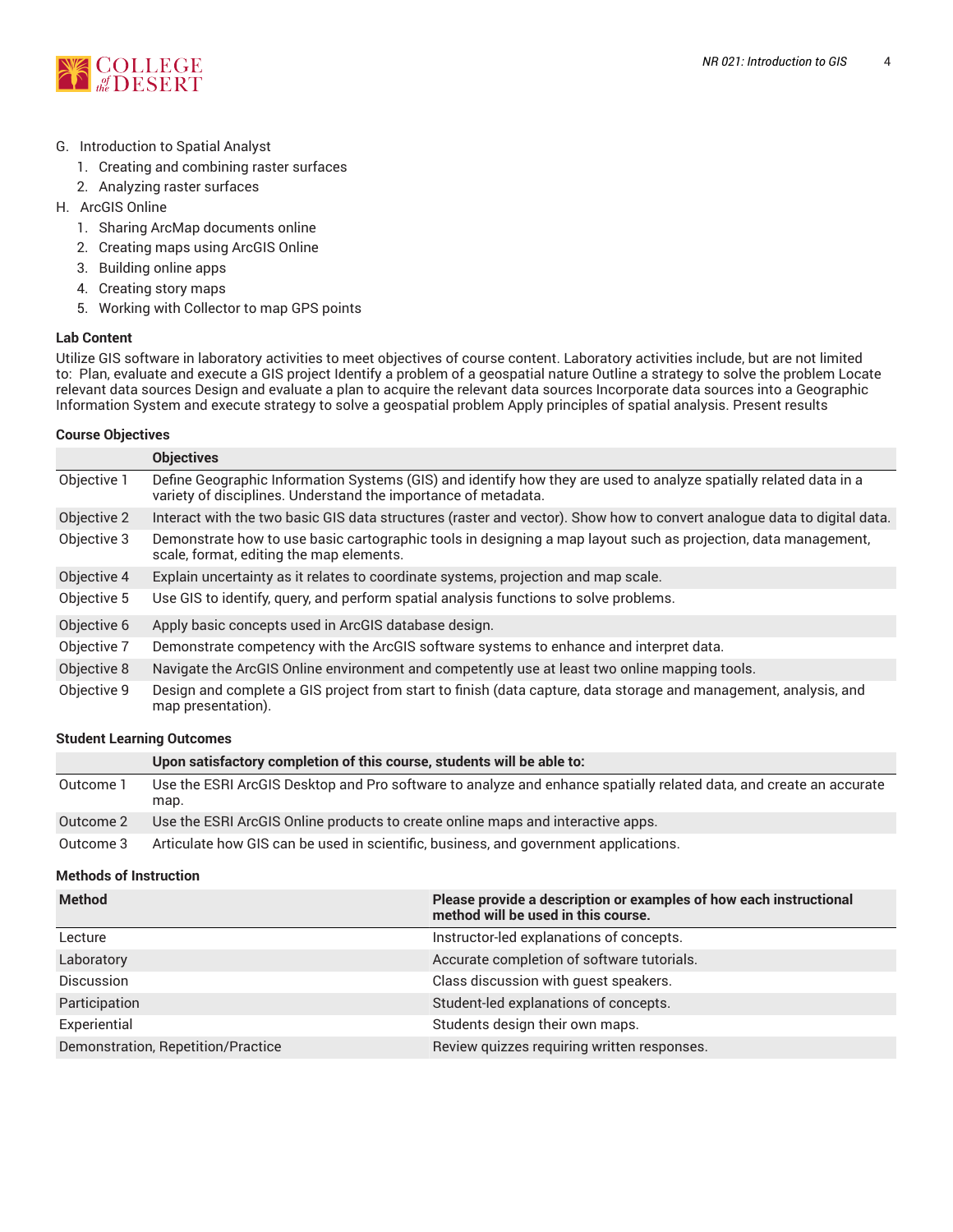G. Introduction to Spatial Analyst
   1. Creating and combining raster surfaces
   2. Analyzing raster surfaces
H. ArcGIS Online
   1. Sharing ArcMap documents online
   2. Creating maps using ArcGIS Online
   3. Building online apps
   4. Creating story maps
   5. Working with Collector to map GPS points

### Lab Content

Utilize GIS software in laboratory activities to meet objectives of course content. Laboratory activities include, but are not limited to:  Plan, evaluate and execute a GIS project Identify a problem of a geospatial nature Outline a strategy to solve the problem Locate relevant data sources Design and evaluate a plan to acquire the relevant data sources Incorporate data sources into a Geographic Information System and execute strategy to solve a geospatial problem Apply principles of spatial analysis. Present results

### Course Objectives

| | Objectives |
|---|---|
| Objective 1 | Define Geographic Information Systems (GIS) and identify how they are used to analyze spatially related data in a variety of disciplines. Understand the importance of metadata. |
| Objective 2 | Interact with the two basic GIS data structures (raster and vector). Show how to convert analogue data to digital data. |
| Objective 3 | Demonstrate how to use basic cartographic tools in designing a map layout such as projection, data management, scale, format, editing the map elements. |
| Objective 4 | Explain uncertainty as it relates to coordinate systems, projection and map scale. |
| Objective 5 | Use GIS to identify, query, and perform spatial analysis functions to solve problems. |
| Objective 6 | Apply basic concepts used in ArcGIS database design. |
| Objective 7 | Demonstrate competency with the ArcGIS software systems to enhance and interpret data. |
| Objective 8 | Navigate the ArcGIS Online environment and competently use at least two online mapping tools. |
| Objective 9 | Design and complete a GIS project from start to finish (data capture, data storage and management, analysis, and map presentation). |

### Student Learning Outcomes

| | Upon satisfactory completion of this course, students will be able to: |
|---|---|
| Outcome 1 | Use the ESRI ArcGIS Desktop and Pro software to analyze and enhance spatially related data, and create an accurate map. |
| Outcome 2 | Use the ESRI ArcGIS Online products to create online maps and interactive apps. |
| Outcome 3 | Articulate how GIS can be used in scientific, business, and government applications. |

### Methods of Instruction

| Method | Please provide a description or examples of how each instructional method will be used in this course. |
|---|---|
| Lecture | Instructor-led explanations of concepts. |
| Laboratory | Accurate completion of software tutorials. |
| Discussion | Class discussion with guest speakers. |
| Participation | Student-led explanations of concepts. |
| Experiential | Students design their own maps. |
| Demonstration, Repetition/Practice | Review quizzes requiring written responses. |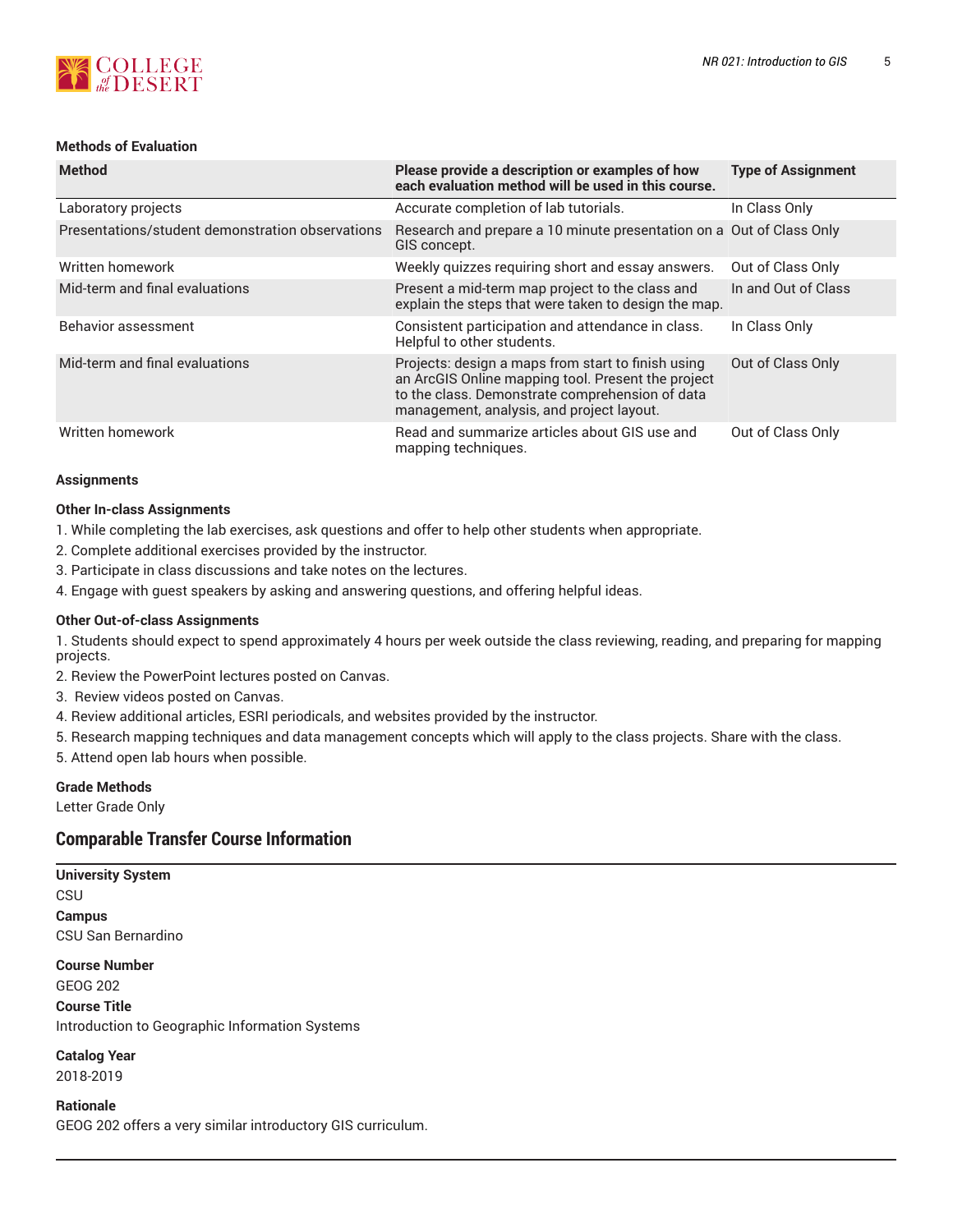**Methods of Evaluation**

| Method | Please provide a description or examples of how each evaluation method will be used in this course. | Type of Assignment |
|---|---|---|
| Laboratory projects | Accurate completion of lab tutorials. | In Class Only |
| Presentations/student demonstration observations | Research and prepare a 10 minute presentation on a GIS concept. | Out of Class Only |
| Written homework | Weekly quizzes requiring short and essay answers. | Out of Class Only |
| Mid-term and final evaluations | Present a mid-term map project to the class and explain the steps that were taken to design the map. | In and Out of Class |
| Behavior assessment | Consistent participation and attendance in class. Helpful to other students. | In Class Only |
| Mid-term and final evaluations | Projects: design a maps from start to finish using an ArcGIS Online mapping tool. Present the project to the class. Demonstrate comprehension of data management, analysis, and project layout. | Out of Class Only |
| Written homework | Read and summarize articles about GIS use and mapping techniques. | Out of Class Only |

**Assignments**

**Other In-class Assignments**

1. While completing the lab exercises, ask questions and offer to help other students when appropriate.
2. Complete additional exercises provided by the instructor.
3. Participate in class discussions and take notes on the lectures.
4. Engage with guest speakers by asking and answering questions, and offering helpful ideas.

**Other Out-of-class Assignments**

1. Students should expect to spend approximately 4 hours per week outside the class reviewing, reading, and preparing for mapping projects.
2. Review the PowerPoint lectures posted on Canvas.
3. Review videos posted on Canvas.
4. Review additional articles, ESRI periodicals, and websites provided by the instructor.
5. Research mapping techniques and data management concepts which will apply to the class projects. Share with the class.
5. Attend open lab hours when possible.

**Grade Methods**

Letter Grade Only

## Comparable Transfer Course Information

**University System**

CSU

**Campus**

CSU San Bernardino

**Course Number**

GEOG 202

**Course Title**

Introduction to Geographic Information Systems

**Catalog Year**

2018-2019

**Rationale**

GEOG 202 offers a very similar introductory GIS curriculum.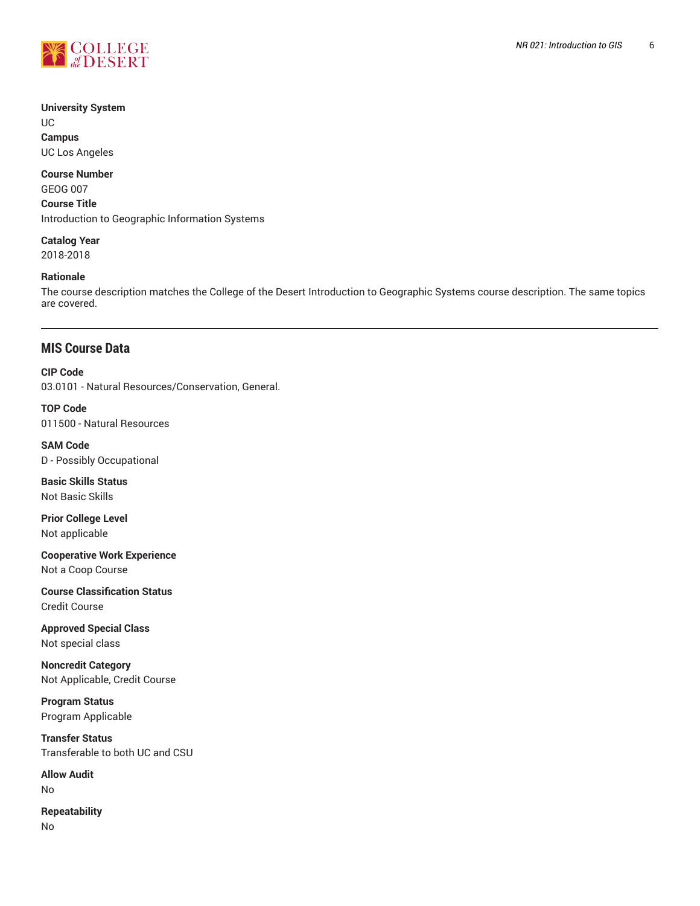**University System**
UC
**Campus**
UC Los Angeles

**Course Number**
GEOG 007
**Course Title**
Introduction to Geographic Information Systems

**Catalog Year**
2018-2018

**Rationale**
The course description matches the College of the Desert Introduction to Geographic Systems course description. The same topics are covered.

---

## MIS Course Data

**CIP Code**
03.0101 - Natural Resources/Conservation, General.

**TOP Code**
011500 - Natural Resources

**SAM Code**
D - Possibly Occupational

**Basic Skills Status**
Not Basic Skills

**Prior College Level**
Not applicable

**Cooperative Work Experience**
Not a Coop Course

**Course Classification Status**
Credit Course

**Approved Special Class**
Not special class

**Noncredit Category**
Not Applicable, Credit Course

**Program Status**
Program Applicable

**Transfer Status**
Transferable to both UC and CSU

**Allow Audit**
No

**Repeatability**
No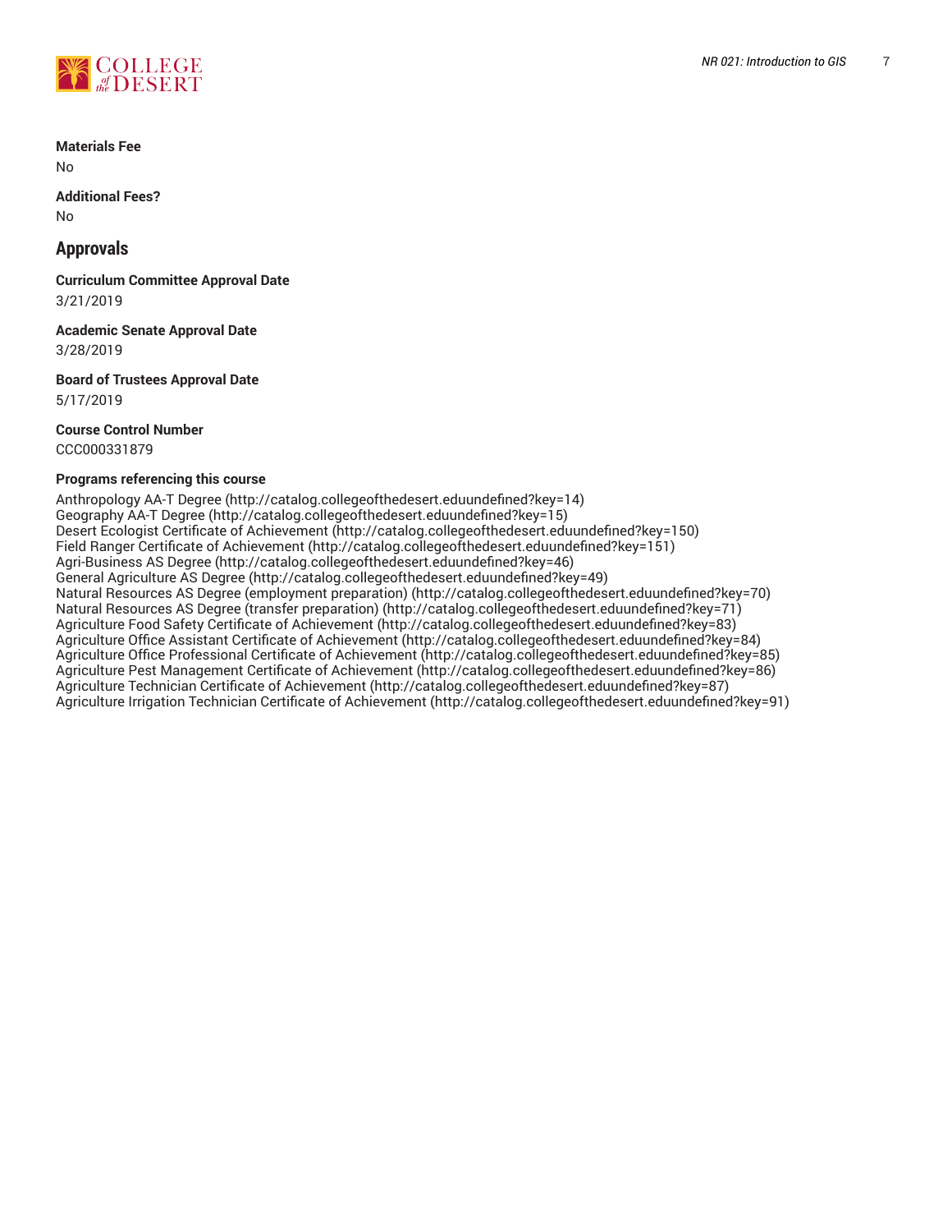**Materials Fee**

No

**Additional Fees?**

No

## Approvals

**Curriculum Committee Approval Date**

3/21/2019

**Academic Senate Approval Date**

3/28/2019

**Board of Trustees Approval Date**

5/17/2019

**Course Control Number**

CCC000331879

**Programs referencing this course**

Anthropology AA-T Degree (http://catalog.collegeofthedesert.eduundefined?key=14)
Geography AA-T Degree (http://catalog.collegeofthedesert.eduundefined?key=15)
Desert Ecologist Certificate of Achievement (http://catalog.collegeofthedesert.eduundefined?key=150)
Field Ranger Certificate of Achievement (http://catalog.collegeofthedesert.eduundefined?key=151)
Agri-Business AS Degree (http://catalog.collegeofthedesert.eduundefined?key=46)
General Agriculture AS Degree (http://catalog.collegeofthedesert.eduundefined?key=49)
Natural Resources AS Degree (employment preparation) (http://catalog.collegeofthedesert.eduundefined?key=70)
Natural Resources AS Degree (transfer preparation) (http://catalog.collegeofthedesert.eduundefined?key=71)
Agriculture Food Safety Certificate of Achievement (http://catalog.collegeofthedesert.eduundefined?key=83)
Agriculture Office Assistant Certificate of Achievement (http://catalog.collegeofthedesert.eduundefined?key=84)
Agriculture Office Professional Certificate of Achievement (http://catalog.collegeofthedesert.eduundefined?key=85)
Agriculture Pest Management Certificate of Achievement (http://catalog.collegeofthedesert.eduundefined?key=86)
Agriculture Technician Certificate of Achievement (http://catalog.collegeofthedesert.eduundefined?key=87)
Agriculture Irrigation Technician Certificate of Achievement (http://catalog.collegeofthedesert.eduundefined?key=91)